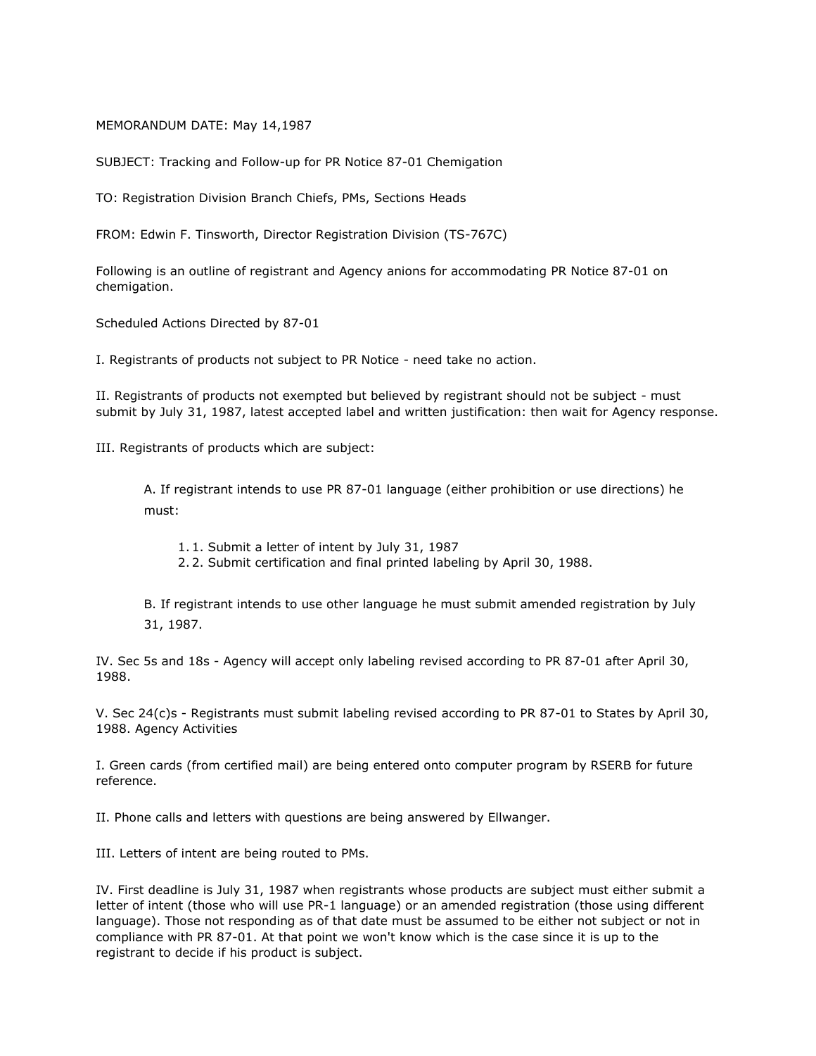MEMORANDUM DATE: May 14,1987

SUBJECT: Tracking and Follow-up for PR Notice 87-01 Chemigation

TO: Registration Division Branch Chiefs, PMs, Sections Heads

FROM: Edwin F. Tinsworth, Director Registration Division (TS-767C)

Following is an outline of registrant and Agency anions for accommodating PR Notice 87-01 on chemigation.

Scheduled Actions Directed by 87-01

I. Registrants of products not subject to PR Notice - need take no action.

II. Registrants of products not exempted but believed by registrant should not be subject - must submit by July 31, 1987, latest accepted label and written justification: then wait for Agency response.

III. Registrants of products which are subject:

> A. If registrant intends to use PR 87-01 language (either prohibition or use directions) he must:
>
> 1. 1. Submit a letter of intent by July 31, 1987
> 2. 2. Submit certification and final printed labeling by April 30, 1988.
>
> B. If registrant intends to use other language he must submit amended registration by July 31, 1987.

IV. Sec 5s and 18s - Agency will accept only labeling revised according to PR 87-01 after April 30, 1988.

V. Sec 24(c)s - Registrants must submit labeling revised according to PR 87-01 to States by April 30, 1988. Agency Activities

I. Green cards (from certified mail) are being entered onto computer program by RSERB for future reference.

II. Phone calls and letters with questions are being answered by Ellwanger.

III. Letters of intent are being routed to PMs.

IV. First deadline is July 31, 1987 when registrants whose products are subject must either submit a letter of intent (those who will use PR-1 language) or an amended registration (those using different language). Those not responding as of that date must be assumed to be either not subject or not in compliance with PR 87-01. At that point we won't know which is the case since it is up to the registrant to decide if his product is subject.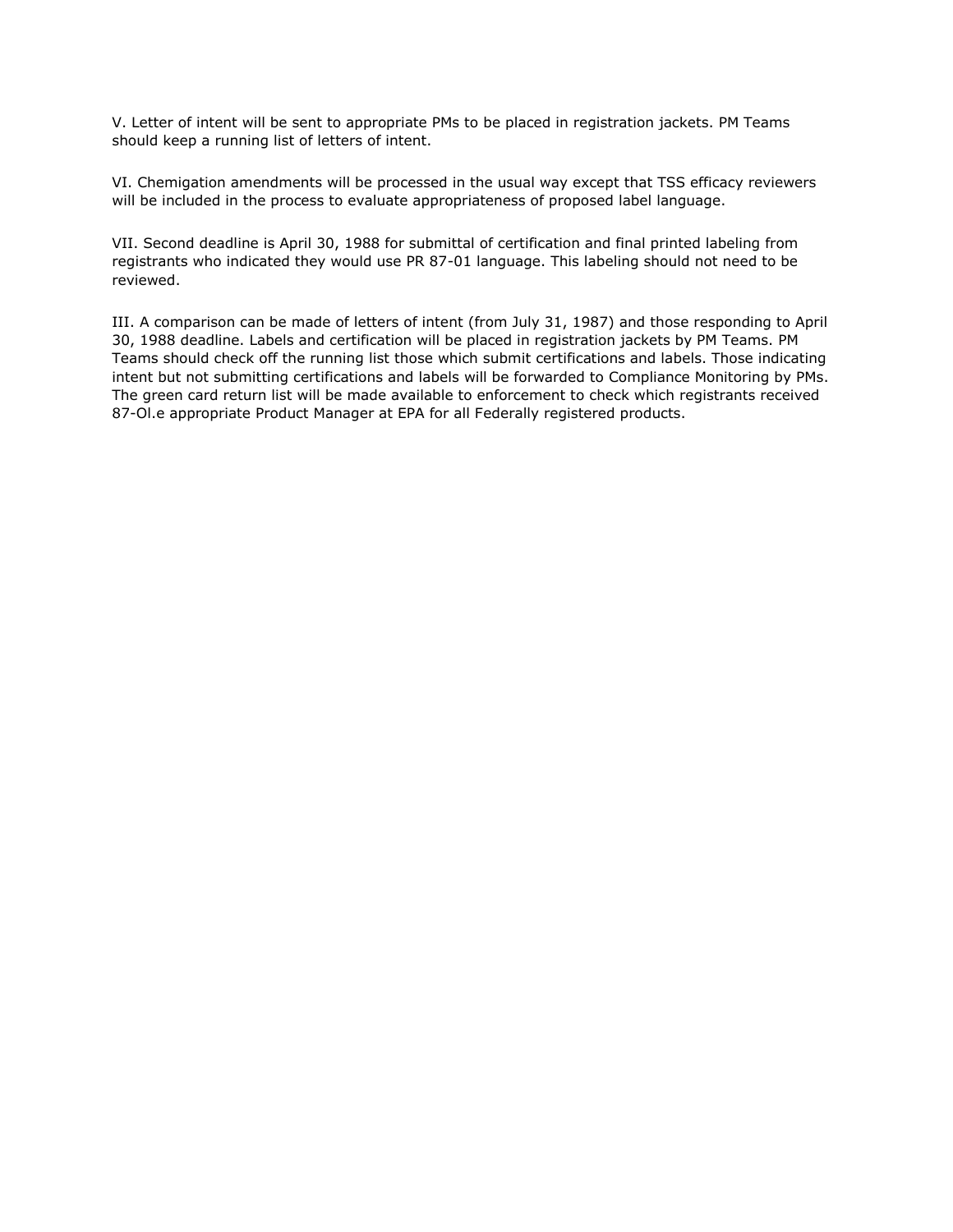V. Letter of intent will be sent to appropriate PMs to be placed in registration jackets. PM Teams should keep a running list of letters of intent.

VI. Chemigation amendments will be processed in the usual way except that TSS efficacy reviewers will be included in the process to evaluate appropriateness of proposed label language.

VII. Second deadline is April 30, 1988 for submittal of certification and final printed labeling from registrants who indicated they would use PR 87-01 language. This labeling should not need to be reviewed.

III. A comparison can be made of letters of intent (from July 31, 1987) and those responding to April 30, 1988 deadline. Labels and certification will be placed in registration jackets by PM Teams. PM Teams should check off the running list those which submit certifications and labels. Those indicating intent but not submitting certifications and labels will be forwarded to Compliance Monitoring by PMs. The green card return list will be made available to enforcement to check which registrants received 87-Ol.e appropriate Product Manager at EPA for all Federally registered products.